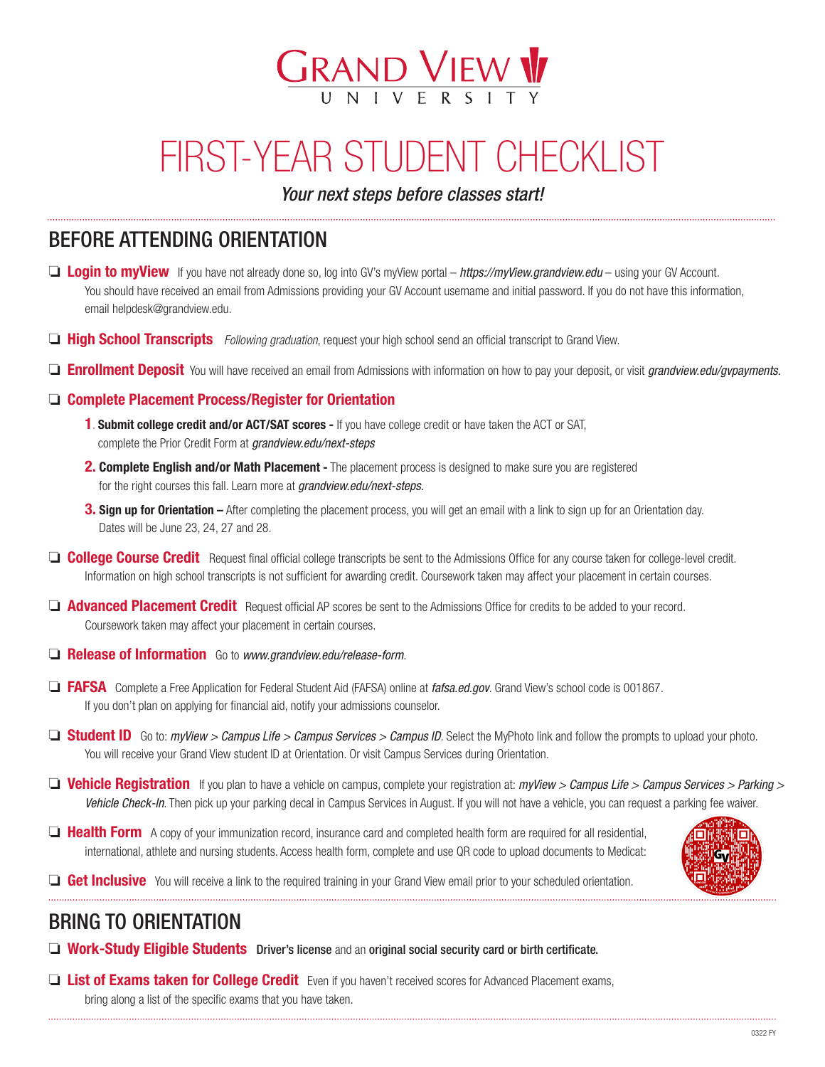# GRAND VIEW UNIVERSITY

# FIRST-YEAR STUDENT CHECKLIST

*Your next steps before classes start!*

## BEFORE ATTENDING ORIENTATION

- ❏ **Login to myView** If you have not already done so, log into GV's myView portal – *https://myView.grandview.edu* – using your GV Account. You should have received an email from Admissions providing your GV Account username and initial password. If you do not have this information, email helpdesk@grandview.edu.

- ❏ **High School Transcripts** *Following graduation*, request your high school send an official transcript to Grand View.

- ❏ **Enrollment Deposit** You will have received an email from Admissions with information on how to pay your deposit, or visit *grandview.edu/gvpayments.*

- ❏ **Complete Placement Process/Register for Orientation**
  1. **Submit college credit and/or ACT/SAT scores -** If you have college credit or have taken the ACT or SAT, complete the Prior Credit Form at *grandview.edu/next-steps*
  2. **Complete English and/or Math Placement -** The placement process is designed to make sure you are registered for the right courses this fall. Learn more at *grandview.edu/next-steps.*
  3. **Sign up for Orientation –** After completing the placement process, you will get an email with a link to sign up for an Orientation day. Dates will be June 23, 24, 27 and 28.

- ❏ **College Course Credit** Request final official college transcripts be sent to the Admissions Office for any course taken for college-level credit. Information on high school transcripts is not sufficient for awarding credit. Coursework taken may affect your placement in certain courses.

- ❏ **Advanced Placement Credit** Request official AP scores be sent to the Admissions Office for credits to be added to your record. Coursework taken may affect your placement in certain courses.

- ❏ **Release of Information** Go to *www.grandview.edu/release-form*.

- ❏ **FAFSA** Complete a Free Application for Federal Student Aid (FAFSA) online at *fafsa.ed.gov*. Grand View's school code is 001867. If you don't plan on applying for financial aid, notify your admissions counselor.

- ❏ **Student ID** Go to: *myView* > *Campus Life* > *Campus Services* > *Campus ID*. Select the MyPhoto link and follow the prompts to upload your photo. You will receive your Grand View student ID at Orientation. Or visit Campus Services during Orientation.

- ❏ **Vehicle Registration** If you plan to have a vehicle on campus, complete your registration at: *myView* > *Campus Life* > *Campus Services* > *Parking* > *Vehicle Check-In*. Then pick up your parking decal in Campus Services in August. If you will not have a vehicle, you can request a parking fee waiver.

- ❏ **Health Form** A copy of your immunization record, insurance card and completed health form are required for all residential, international, athlete and nursing students. Access health form, complete and use QR code to upload documents to Medicat:

- ❏ **Get Inclusive** You will receive a link to the required training in your Grand View email prior to your scheduled orientation.

## BRING TO ORIENTATION

- ❏ **Work-Study Eligible Students** **Driver's license** and an **original social security card or birth certificate.**

- ❏ **List of Exams taken for College Credit** Even if you haven't received scores for Advanced Placement exams, bring along a list of the specific exams that you have taken.

0322 FY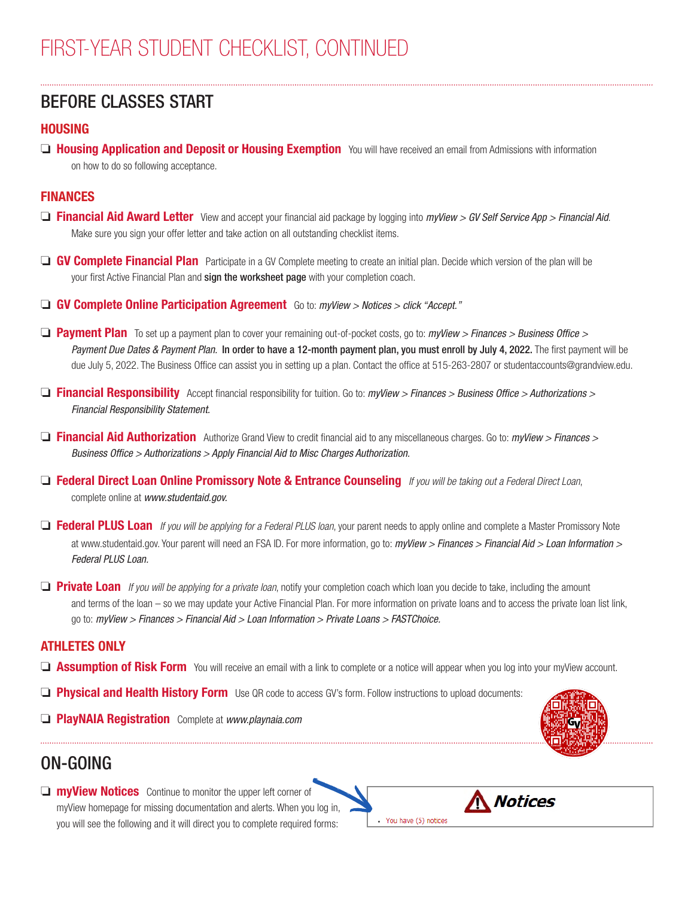# FIRST-YEAR STUDENT CHECKLIST, CONTINUED

## BEFORE CLASSES START

### HOUSING

- ❑ **Housing Application and Deposit or Housing Exemption** You will have received an email from Admissions with information on how to do so following acceptance.

### FINANCES

- ❑ **Financial Aid Award Letter** View and accept your financial aid package by logging into *myView* > *GV Self Service App* > *Financial Aid*. Make sure you sign your offer letter and take action on all outstanding checklist items.

- ❑ **GV Complete Financial Plan** Participate in a GV Complete meeting to create an initial plan. Decide which version of the plan will be your first Active Financial Plan and **sign the worksheet page** with your completion coach.

- ❑ **GV Complete Online Participation Agreement** Go to: *myView* > *Notices* > *click "Accept."*

- ❑ **Payment Plan** To set up a payment plan to cover your remaining out-of-pocket costs, go to: *myView* > *Finances* > *Business Office* > *Payment Due Dates & Payment Plan.* **In order to have a 12-month payment plan, you must enroll by July 4, 2022.** The first payment will be due July 5, 2022. The Business Office can assist you in setting up a plan. Contact the office at 515-263-2807 or studentaccounts@grandview.edu.

- ❑ **Financial Responsibility** Accept financial responsibility for tuition. Go to: *myView* > *Finances* > *Business Office* > *Authorizations* > *Financial Responsibility Statement.*

- ❑ **Financial Aid Authorization** Authorize Grand View to credit financial aid to any miscellaneous charges. Go to: *myView* > *Finances* > *Business Office* > *Authorizations* > *Apply Financial Aid to Misc Charges Authorization.*

- ❑ **Federal Direct Loan Online Promissory Note & Entrance Counseling** *If you will be taking out a Federal Direct Loan*, complete online at *www.studentaid.gov.*

- ❑ **Federal PLUS Loan** *If you will be applying for a Federal PLUS loan*, your parent needs to apply online and complete a Master Promissory Note at www.studentaid.gov. Your parent will need an FSA ID. For more information, go to: *myView* > *Finances* > *Financial Aid* > *Loan Information* > *Federal PLUS Loan.*

- ❑ **Private Loan** *If you will be applying for a private loan*, notify your completion coach which loan you decide to take, including the amount and terms of the loan – so we may update your Active Financial Plan. For more information on private loans and to access the private loan list link, go to: *myView* > *Finances* > *Financial Aid* > *Loan Information* > *Private Loans* > *FASTChoice.*

### ATHLETES ONLY

- ❑ **Assumption of Risk Form** You will receive an email with a link to complete or a notice will appear when you log into your myView account.

- ❑ **Physical and Health History Form** Use QR code to access GV's form. Follow instructions to upload documents:

- ❑ **PlayNAIA Registration** Complete at *www.playnaia.com*

## ON-GOING

- ❑ **myView Notices** Continue to monitor the upper left corner of myView homepage for missing documentation and alerts. When you log in, you will see the following and it will direct you to complete required forms:

**Notices**

- You have (5) notices